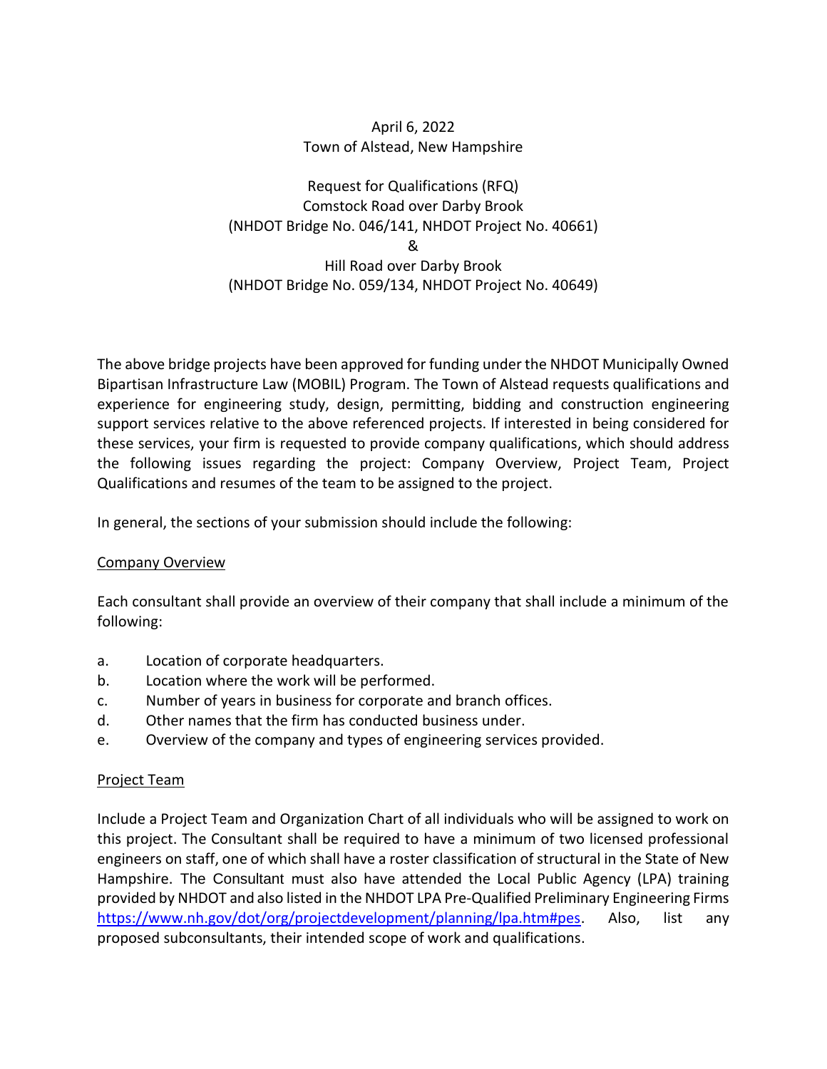April 6, 2022
Town of Alstead, New Hampshire

Request for Qualifications (RFQ)
Comstock Road over Darby Brook
(NHDOT Bridge No. 046/141, NHDOT Project No. 40661)
&
Hill Road over Darby Brook
(NHDOT Bridge No. 059/134, NHDOT Project No. 40649)

The above bridge projects have been approved for funding under the NHDOT Municipally Owned Bipartisan Infrastructure Law (MOBIL) Program. The Town of Alstead requests qualifications and experience for engineering study, design, permitting, bidding and construction engineering support services relative to the above referenced projects. If interested in being considered for these services, your firm is requested to provide company qualifications, which should address the following issues regarding the project: Company Overview, Project Team, Project Qualifications and resumes of the team to be assigned to the project.

In general, the sections of your submission should include the following:

<u>Company Overview</u>

Each consultant shall provide an overview of their company that shall include a minimum of the following:

a. Location of corporate headquarters.
b. Location where the work will be performed.
c. Number of years in business for corporate and branch offices.
d. Other names that the firm has conducted business under.
e. Overview of the company and types of engineering services provided.

<u>Project Team</u>

Include a Project Team and Organization Chart of all individuals who will be assigned to work on this project. The Consultant shall be required to have a minimum of two licensed professional engineers on staff, one of which shall have a roster classification of structural in the State of New Hampshire. The Consultant must also have attended the Local Public Agency (LPA) training provided by NHDOT and also listed in the NHDOT LPA Pre-Qualified Preliminary Engineering Firms https://www.nh.gov/dot/org/projectdevelopment/planning/lpa.htm#pes. Also, list any proposed subconsultants, their intended scope of work and qualifications.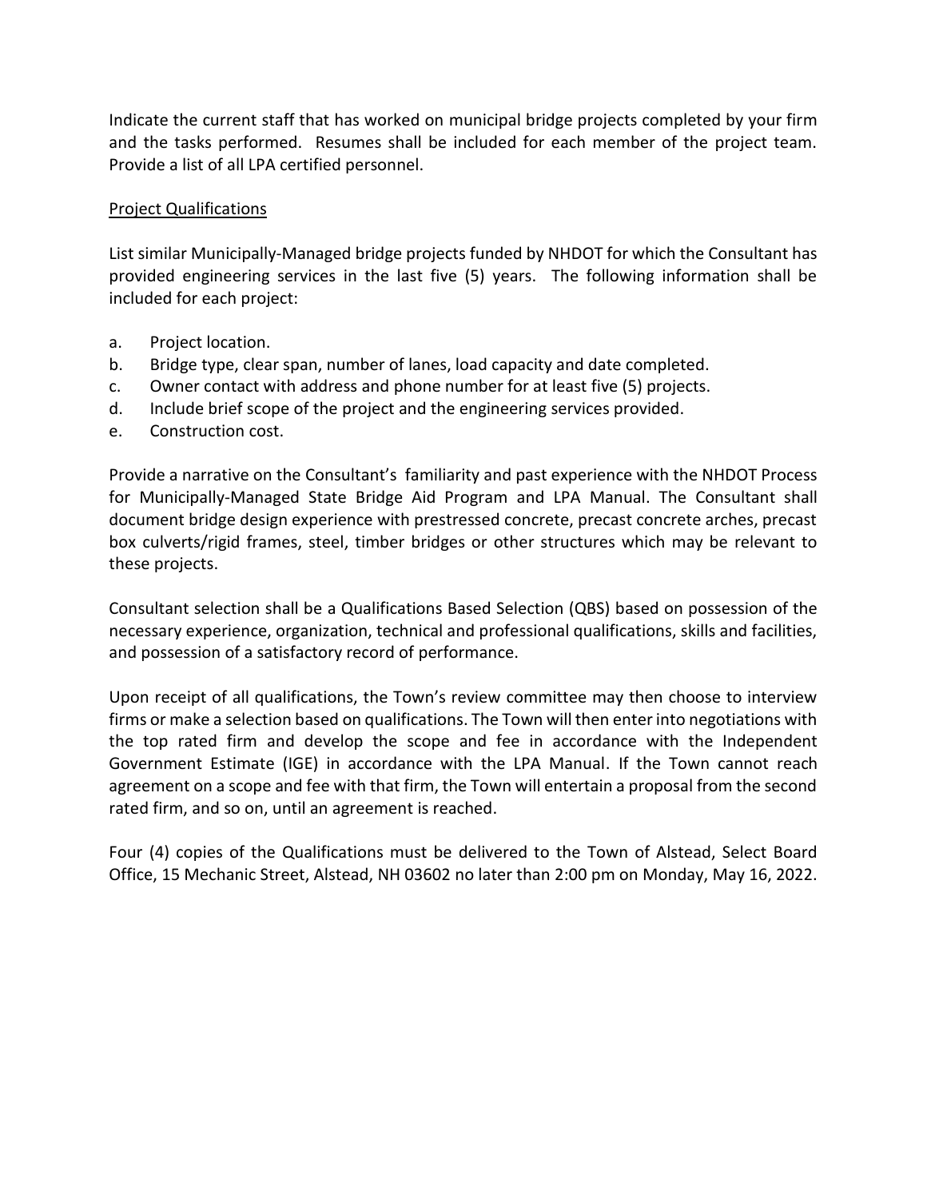Indicate the current staff that has worked on municipal bridge projects completed by your firm and the tasks performed. Resumes shall be included for each member of the project team. Provide a list of all LPA certified personnel.

<u>Project Qualifications</u>

List similar Municipally-Managed bridge projects funded by NHDOT for which the Consultant has provided engineering services in the last five (5) years. The following information shall be included for each project:

a. Project location.
b. Bridge type, clear span, number of lanes, load capacity and date completed.
c. Owner contact with address and phone number for at least five (5) projects.
d. Include brief scope of the project and the engineering services provided.
e. Construction cost.

Provide a narrative on the Consultant's familiarity and past experience with the NHDOT Process for Municipally-Managed State Bridge Aid Program and LPA Manual. The Consultant shall document bridge design experience with prestressed concrete, precast concrete arches, precast box culverts/rigid frames, steel, timber bridges or other structures which may be relevant to these projects.

Consultant selection shall be a Qualifications Based Selection (QBS) based on possession of the necessary experience, organization, technical and professional qualifications, skills and facilities, and possession of a satisfactory record of performance.

Upon receipt of all qualifications, the Town's review committee may then choose to interview firms or make a selection based on qualifications. The Town will then enter into negotiations with the top rated firm and develop the scope and fee in accordance with the Independent Government Estimate (IGE) in accordance with the LPA Manual. If the Town cannot reach agreement on a scope and fee with that firm, the Town will entertain a proposal from the second rated firm, and so on, until an agreement is reached.

Four (4) copies of the Qualifications must be delivered to the Town of Alstead, Select Board Office, 15 Mechanic Street, Alstead, NH 03602 no later than 2:00 pm on Monday, May 16, 2022.